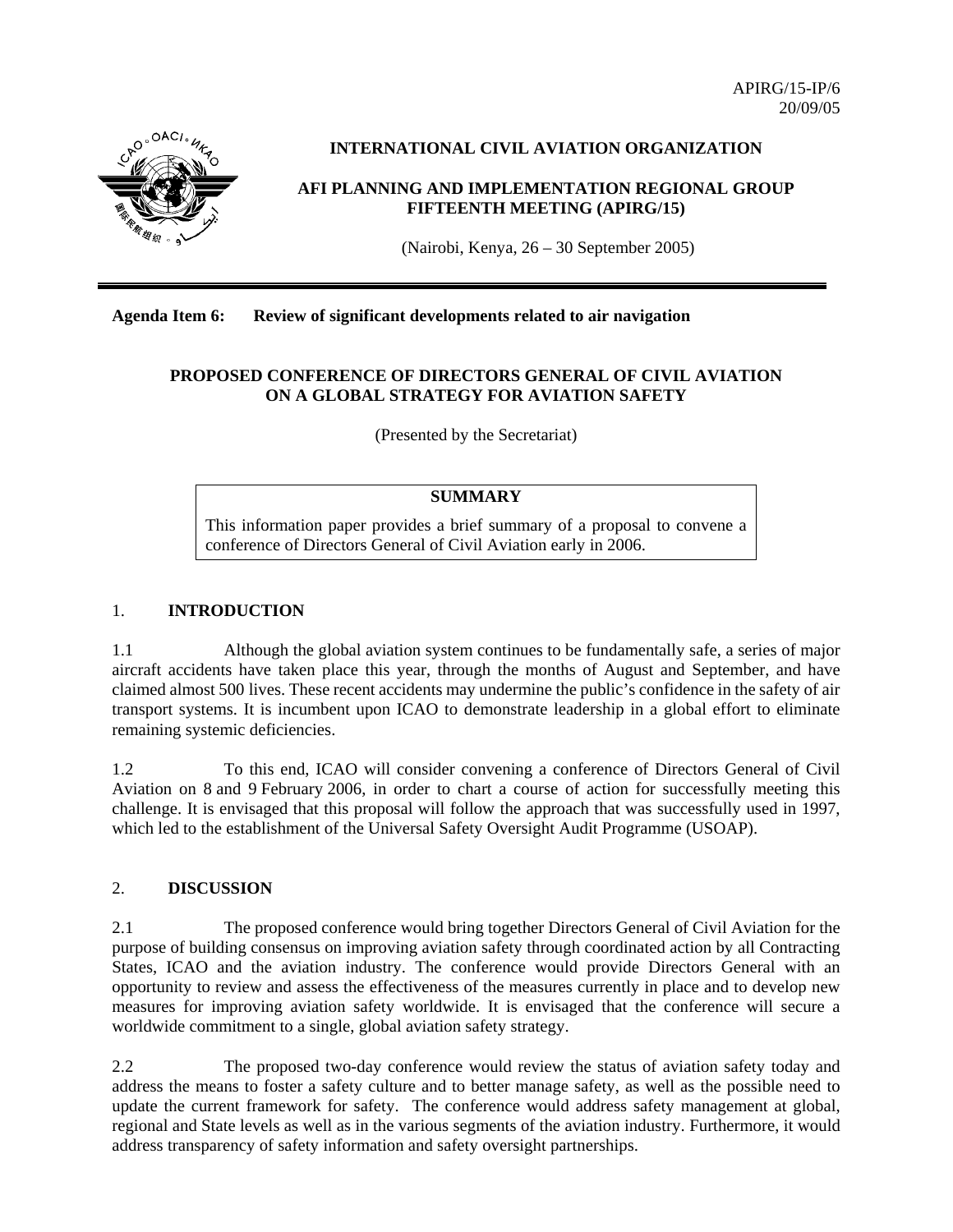APIRG/15-IP/6
20/09/05

**INTERNATIONAL CIVIL AVIATION ORGANIZATION**

**AFI PLANNING AND IMPLEMENTATION REGIONAL GROUP FIFTEENTH MEETING (APIRG/15)**

(Nairobi, Kenya, 26 – 30 September 2005)

---

**Agenda Item 6: Review of significant developments related to air navigation**

# PROPOSED CONFERENCE OF DIRECTORS GENERAL OF CIVIL AVIATION ON A GLOBAL STRATEGY FOR AVIATION SAFETY

(Presented by the Secretariat)

| **SUMMARY** |
|---|
| This information paper provides a brief summary of a proposal to convene a conference of Directors General of Civil Aviation early in 2006. |

## 1. INTRODUCTION

1.1 Although the global aviation system continues to be fundamentally safe, a series of major aircraft accidents have taken place this year, through the months of August and September, and have claimed almost 500 lives. These recent accidents may undermine the public's confidence in the safety of air transport systems. It is incumbent upon ICAO to demonstrate leadership in a global effort to eliminate remaining systemic deficiencies.

1.2 To this end, ICAO will consider convening a conference of Directors General of Civil Aviation on 8 and 9 February 2006, in order to chart a course of action for successfully meeting this challenge. It is envisaged that this proposal will follow the approach that was successfully used in 1997, which led to the establishment of the Universal Safety Oversight Audit Programme (USOAP).

## 2. DISCUSSION

2.1 The proposed conference would bring together Directors General of Civil Aviation for the purpose of building consensus on improving aviation safety through coordinated action by all Contracting States, ICAO and the aviation industry. The conference would provide Directors General with an opportunity to review and assess the effectiveness of the measures currently in place and to develop new measures for improving aviation safety worldwide. It is envisaged that the conference will secure a worldwide commitment to a single, global aviation safety strategy.

2.2 The proposed two-day conference would review the status of aviation safety today and address the means to foster a safety culture and to better manage safety, as well as the possible need to update the current framework for safety. The conference would address safety management at global, regional and State levels as well as in the various segments of the aviation industry. Furthermore, it would address transparency of safety information and safety oversight partnerships.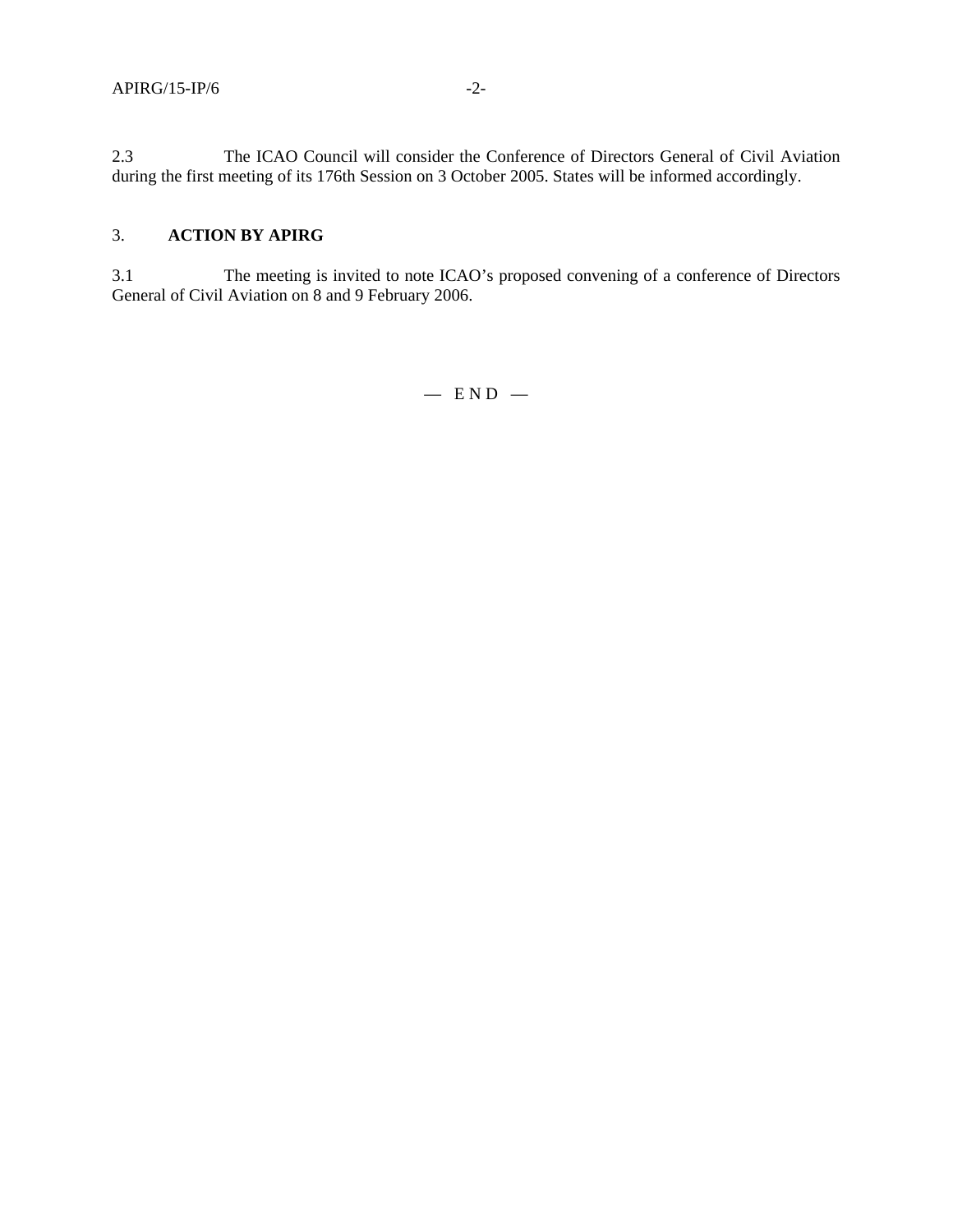2.3 The ICAO Council will consider the Conference of Directors General of Civil Aviation during the first meeting of its 176th Session on 3 October 2005. States will be informed accordingly.

## 3. ACTION BY APIRG

3.1 The meeting is invited to note ICAO's proposed convening of a conference of Directors General of Civil Aviation on 8 and 9 February 2006.

— END —